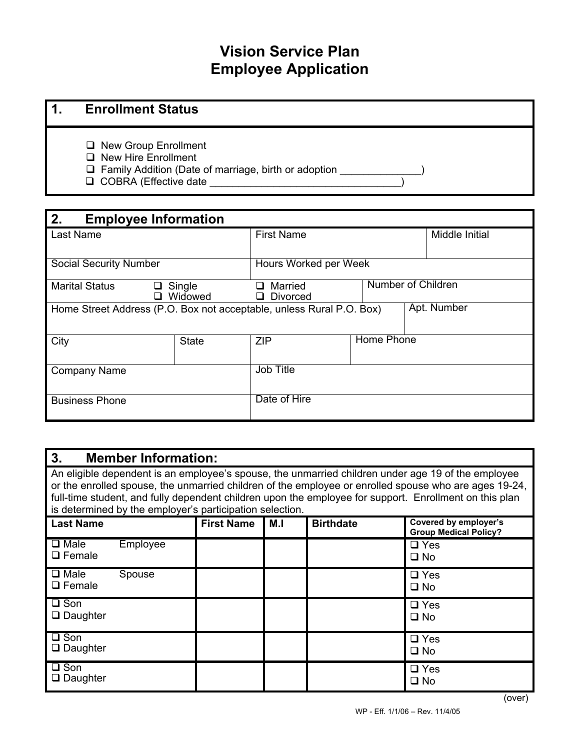# Vision Service Plan
# Employee Application

## 1. Enrollment Status

- ❑ New Group Enrollment
- ❑ New Hire Enrollment
- ❑ Family Addition (Date of marriage, birth or adoption ______________)
- ❑ COBRA (Effective date _________________________________)

## 2. Employee Information

| Last Name | | First Name | Middle Initial |
|---|---|---|---|
| Social Security Number | | Hours Worked per Week | |
| Marital Status ❑ Single ❑ Widowed | | ❑ Married ❑ Divorced | Number of Children |
| Home Street Address (P.O. Box not acceptable, unless Rural P.O. Box) | | | Apt. Number |
| City | State | ZIP | Home Phone |
| Company Name | | Job Title | |
| Business Phone | | Date of Hire | |

## 3. Member Information:

An eligible dependent is an employee's spouse, the unmarried children under age 19 of the employee or the enrolled spouse, the unmarried children of the employee or enrolled spouse who are ages 19-24, full-time student, and fully dependent children upon the employee for support. Enrollment on this plan is determined by the employer's participation selection.

| Last Name | First Name | M.I | Birthdate | Covered by employer's Group Medical Policy? |
|---|---|---|---|---|
| ❑ Male ❑ Female Employee | | | | ❑ Yes ❑ No |
| ❑ Male ❑ Female Spouse | | | | ❑ Yes ❑ No |
| ❑ Son ❑ Daughter | | | | ❑ Yes ❑ No |
| ❑ Son ❑ Daughter | | | | ❑ Yes ❑ No |
| ❑ Son ❑ Daughter | | | | ❑ Yes ❑ No |

(over)

WP - Eff. 1/1/06 – Rev. 11/4/05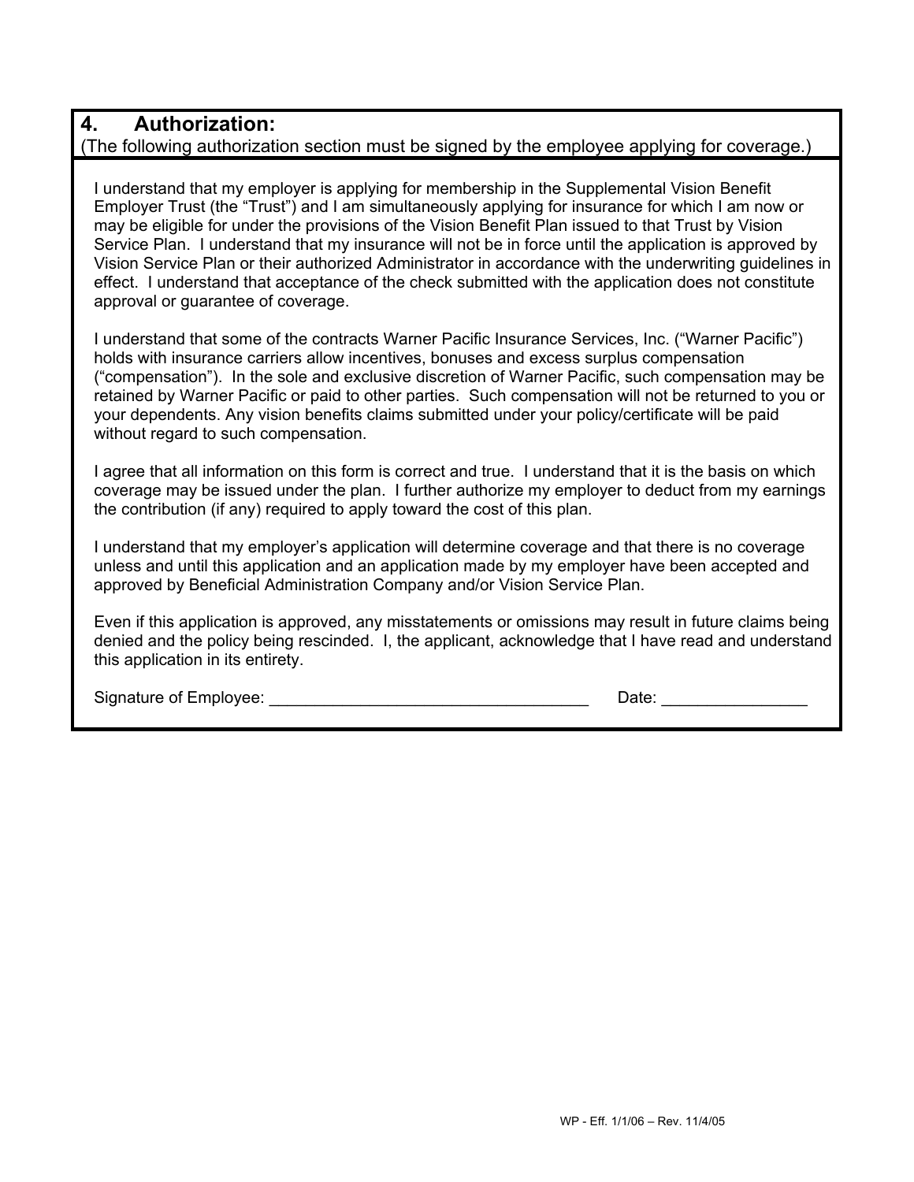## 4. Authorization:

(The following authorization section must be signed by the employee applying for coverage.)

I understand that my employer is applying for membership in the Supplemental Vision Benefit Employer Trust (the "Trust") and I am simultaneously applying for insurance for which I am now or may be eligible for under the provisions of the Vision Benefit Plan issued to that Trust by Vision Service Plan. I understand that my insurance will not be in force until the application is approved by Vision Service Plan or their authorized Administrator in accordance with the underwriting guidelines in effect. I understand that acceptance of the check submitted with the application does not constitute approval or guarantee of coverage.

I understand that some of the contracts Warner Pacific Insurance Services, Inc. ("Warner Pacific") holds with insurance carriers allow incentives, bonuses and excess surplus compensation ("compensation"). In the sole and exclusive discretion of Warner Pacific, such compensation may be retained by Warner Pacific or paid to other parties. Such compensation will not be returned to you or your dependents. Any vision benefits claims submitted under your policy/certificate will be paid without regard to such compensation.

I agree that all information on this form is correct and true. I understand that it is the basis on which coverage may be issued under the plan. I further authorize my employer to deduct from my earnings the contribution (if any) required to apply toward the cost of this plan.

I understand that my employer's application will determine coverage and that there is no coverage unless and until this application and an application made by my employer have been accepted and approved by Beneficial Administration Company and/or Vision Service Plan.

Even if this application is approved, any misstatements or omissions may result in future claims being denied and the policy being rescinded. I, the applicant, acknowledge that I have read and understand this application in its entirety.

Signature of Employee: ___________________________________ Date: ________________

WP - Eff. 1/1/06 – Rev. 11/4/05